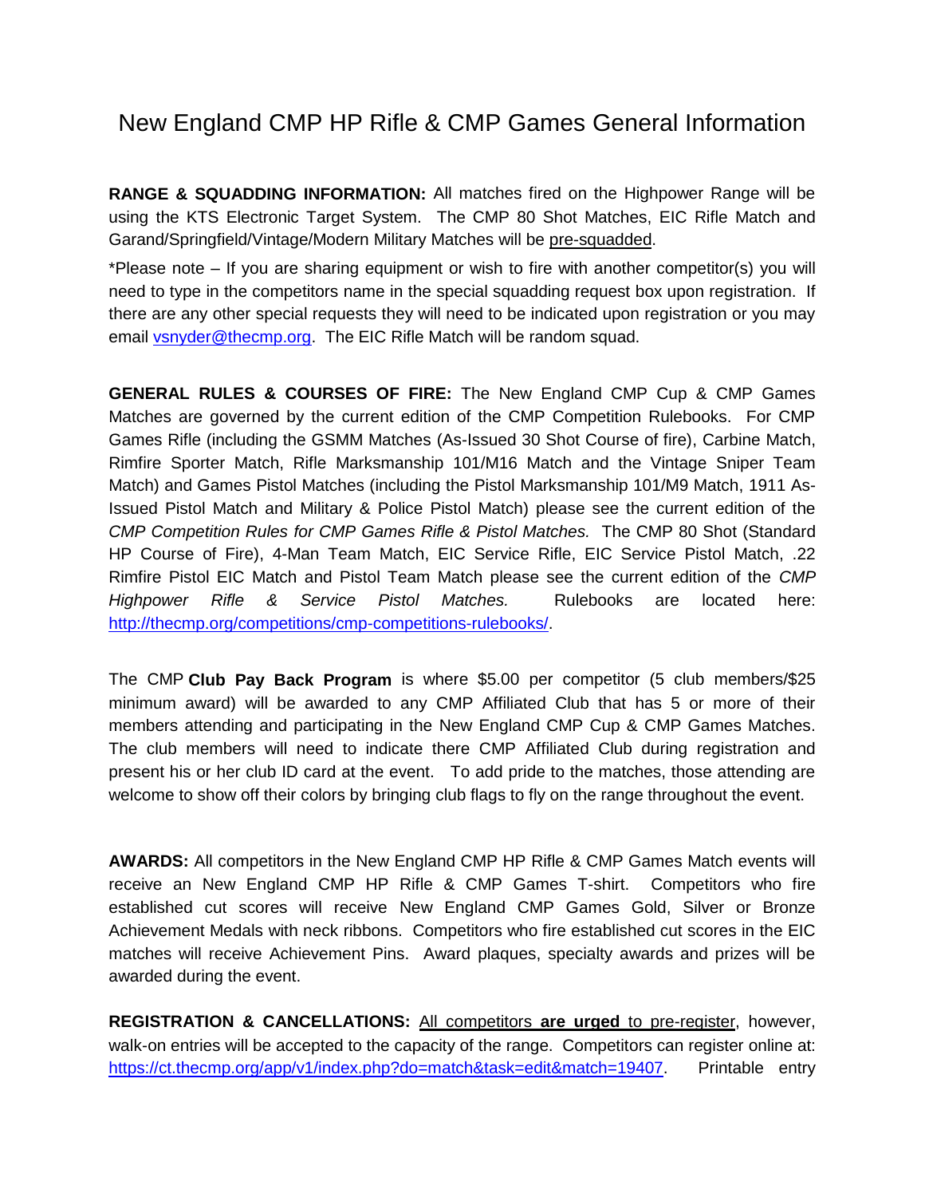# New England CMP HP Rifle & CMP Games General Information

**RANGE & SQUADDING INFORMATION:** All matches fired on the Highpower Range will be using the KTS Electronic Target System. The CMP 80 Shot Matches, EIC Rifle Match and Garand/Springfield/Vintage/Modern Military Matches will be pre-squadded.

*Please note – If you are sharing equipment or wish to fire with another competitor(s) you will need to type in the competitors name in the special squadding request box upon registration. If there are any other special requests they will need to be indicated upon registration or you may email [vsnyder@thecmp.org](mailto:vsnyder@thecmp.org). The EIC Rifle Match will be random squad.

**GENERAL RULES & COURSES OF FIRE:** The New England CMP Cup & CMP Games Matches are governed by the current edition of the CMP Competition Rulebooks. For CMP Games Rifle (including the GSMM Matches (As-Issued 30 Shot Course of fire), Carbine Match, Rimfire Sporter Match, Rifle Marksmanship 101/M16 Match and the Vintage Sniper Team Match) and Games Pistol Matches (including the Pistol Marksmanship 101/M9 Match, 1911 As-Issued Pistol Match and Military & Police Pistol Match) please see the current edition of the *CMP Competition Rules for CMP Games Rifle & Pistol Matches.* The CMP 80 Shot (Standard HP Course of Fire), 4-Man Team Match, EIC Service Rifle, EIC Service Pistol Match, .22 Rimfire Pistol EIC Match and Pistol Team Match please see the current edition of the *CMP Highpower Rifle & Service Pistol Matches.* Rulebooks are located here: [http://thecmp.org/competitions/cmp-competitions-rulebooks/](http://thecmp.org/competitions/cmp-competitions-rulebooks/).

The CMP **Club Pay Back Program** is where $5.00 per competitor (5 club members/$25 minimum award) will be awarded to any CMP Affiliated Club that has 5 or more of their members attending and participating in the New England CMP Cup & CMP Games Matches. The club members will need to indicate there CMP Affiliated Club during registration and present his or her club ID card at the event. To add pride to the matches, those attending are welcome to show off their colors by bringing club flags to fly on the range throughout the event.

**AWARDS:** All competitors in the New England CMP HP Rifle & CMP Games Match events will receive an New England CMP HP Rifle & CMP Games T-shirt. Competitors who fire established cut scores will receive New England CMP Games Gold, Silver or Bronze Achievement Medals with neck ribbons. Competitors who fire established cut scores in the EIC matches will receive Achievement Pins. Award plaques, specialty awards and prizes will be awarded during the event.

**REGISTRATION & CANCELLATIONS:** All competitors **are urged** to pre-register, however, walk-on entries will be accepted to the capacity of the range. Competitors can register online at: [https://ct.thecmp.org/app/v1/index.php?do=match&task=edit&match=19407](https://ct.thecmp.org/app/v1/index.php?do=match&task=edit&match=19407). Printable entry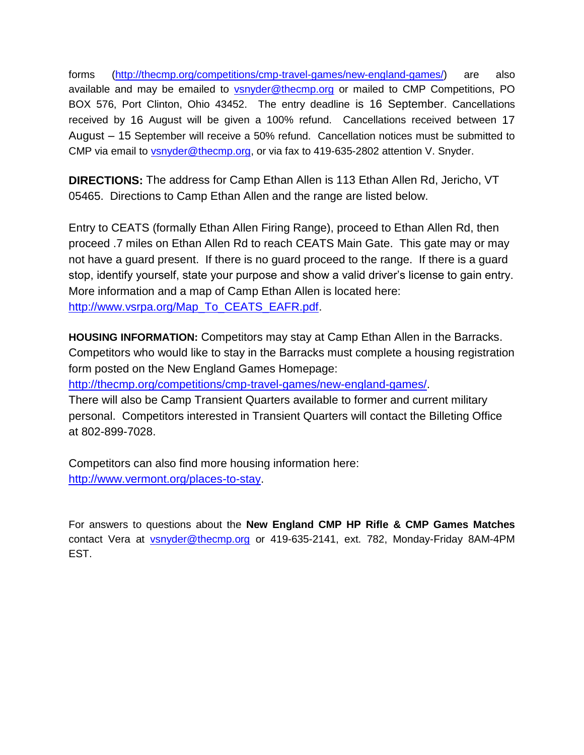forms (http://thecmp.org/competitions/cmp-travel-games/new-england-games/) are also available and may be emailed to vsnyder@thecmp.org or mailed to CMP Competitions, PO BOX 576, Port Clinton, Ohio 43452. The entry deadline is 16 September. Cancellations received by 16 August will be given a 100% refund. Cancellations received between 17 August – 15 September will receive a 50% refund. Cancellation notices must be submitted to CMP via email to vsnyder@thecmp.org, or via fax to 419-635-2802 attention V. Snyder.

**DIRECTIONS:** The address for Camp Ethan Allen is 113 Ethan Allen Rd, Jericho, VT 05465. Directions to Camp Ethan Allen and the range are listed below.

Entry to CEATS (formally Ethan Allen Firing Range), proceed to Ethan Allen Rd, then proceed .7 miles on Ethan Allen Rd to reach CEATS Main Gate. This gate may or may not have a guard present. If there is no guard proceed to the range. If there is a guard stop, identify yourself, state your purpose and show a valid driver's license to gain entry. More information and a map of Camp Ethan Allen is located here: http://www.vsrpa.org/Map_To_CEATS_EAFR.pdf.

**HOUSING INFORMATION:** Competitors may stay at Camp Ethan Allen in the Barracks. Competitors who would like to stay in the Barracks must complete a housing registration form posted on the New England Games Homepage: http://thecmp.org/competitions/cmp-travel-games/new-england-games/.
There will also be Camp Transient Quarters available to former and current military personal. Competitors interested in Transient Quarters will contact the Billeting Office at 802-899-7028.

Competitors can also find more housing information here: http://www.vermont.org/places-to-stay.

For answers to questions about the **New England CMP HP Rifle & CMP Games Matches** contact Vera at vsnyder@thecmp.org or 419-635-2141, ext. 782, Monday-Friday 8AM-4PM EST.